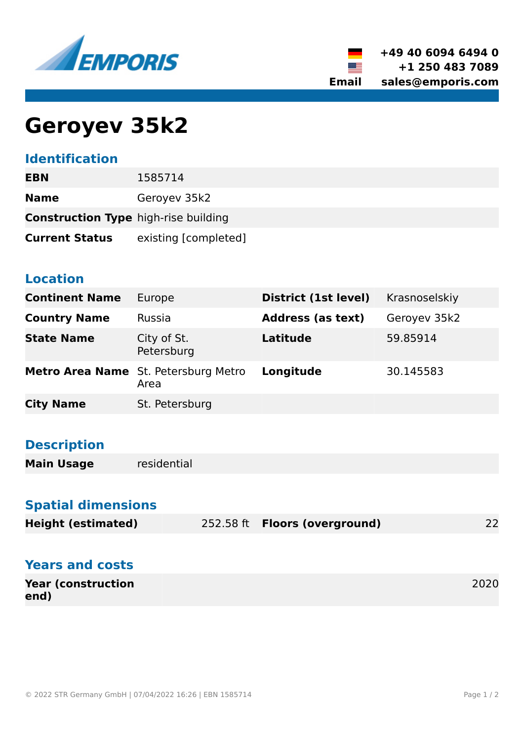+49 40 6094 6494 0
+1 250 483 7089
**Email** sales@emporis.com

# Geroyev 35k2

## Identification

| | |
|---|---|
| **EBN** | 1585714 |
| **Name** | Geroyev 35k2 |
| **Construction Type** | high-rise building |
| **Current Status** | existing [completed] |

## Location

| | | | |
|---|---|---|---|
| **Continent Name** | Europe | **District (1st level)** | Krasnoselskiy |
| **Country Name** | Russia | **Address (as text)** | Geroyev 35k2 |
| **State Name** | City of St. Petersburg | **Latitude** | 59.85914 |
| **Metro Area Name** | St. Petersburg Metro Area | **Longitude** | 30.145583 |
| **City Name** | St. Petersburg | | |

## Description

| | |
|---|---|
| **Main Usage** | residential |

## Spatial dimensions

| | | | |
|---|---|---|---|
| **Height (estimated)** | 252.58 ft | **Floors (overground)** | 22 |

## Years and costs

| | |
|---|---|
| **Year (construction end)** | 2020 |

© 2022 STR Germany GmbH | 07/04/2022 16:26 | EBN 1585714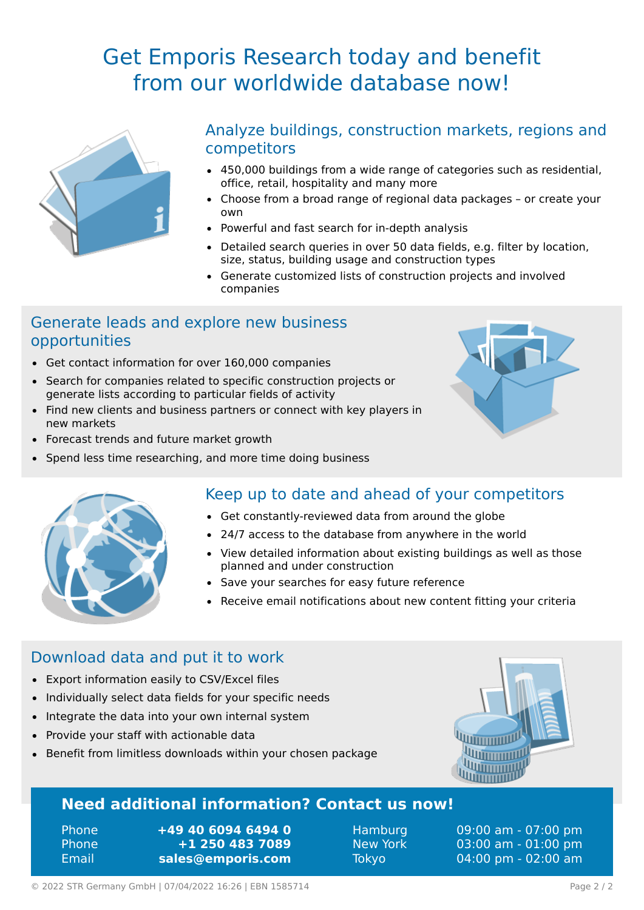# Get Emporis Research today and benefit from our worldwide database now!

## Analyze buildings, construction markets, regions and competitors

- 450,000 buildings from a wide range of categories such as residential, office, retail, hospitality and many more
- Choose from a broad range of regional data packages – or create your own
- Powerful and fast search for in-depth analysis
- Detailed search queries in over 50 data fields, e.g. filter by location, size, status, building usage and construction types
- Generate customized lists of construction projects and involved companies

## Generate leads and explore new business opportunities

- Get contact information for over 160,000 companies
- Search for companies related to specific construction projects or generate lists according to particular fields of activity
- Find new clients and business partners or connect with key players in new markets
- Forecast trends and future market growth
- Spend less time researching, and more time doing business

## Keep up to date and ahead of your competitors

- Get constantly-reviewed data from around the globe
- 24/7 access to the database from anywhere in the world
- View detailed information about existing buildings as well as those planned and under construction
- Save your searches for easy future reference
- Receive email notifications about new content fitting your criteria

## Download data and put it to work

- Export information easily to CSV/Excel files
- Individually select data fields for your specific needs
- Integrate the data into your own internal system
- Provide your staff with actionable data
- Benefit from limitless downloads within your chosen package

### Need additional information? Contact us now!

| | | | |
|---|---|---|---|
| Phone | **+49 40 6094 6494 0** | Hamburg | 09:00 am - 07:00 pm |
| Phone | **+1 250 483 7089** | New York | 03:00 am - 01:00 pm |
| Email | **sales@emporis.com** | Tokyo | 04:00 pm - 02:00 am |

© 2022 STR Germany GmbH | 07/04/2022 16:26 | EBN 1585714